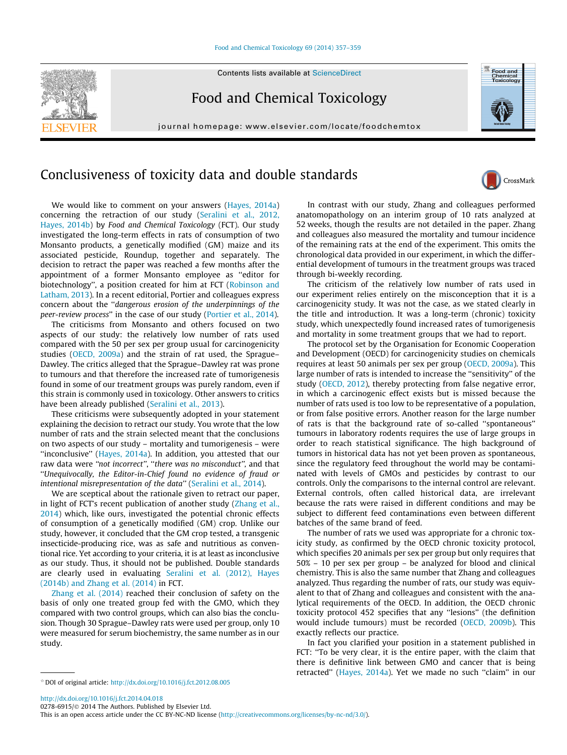# Conclusiveness of toxicity data and double standards

We would like to comment on your answers (Hayes, 2014a) concerning the retraction of our study (Seralini et al., 2012, Hayes, 2014b) by *Food and Chemical Toxicology* (FCT). Our study investigated the long-term effects in rats of consumption of two Monsanto products, a genetically modified (GM) maize and its associated pesticide, Roundup, together and separately. The decision to retract the paper was reached a few months after the appointment of a former Monsanto employee as "editor for biotechnology", a position created for him at FCT (Robinson and Latham, 2013). In a recent editorial, Portier and colleagues express concern about the "*dangerous erosion of the underpinnings of the peer-review process*" in the case of our study (Portier et al., 2014).

The criticisms from Monsanto and others focused on two aspects of our study: the relatively low number of rats used compared with the 50 per sex per group usual for carcinogenicity studies (OECD, 2009a) and the strain of rat used, the Sprague–Dawley. The critics alleged that the Sprague–Dawley rat was prone to tumours and that therefore the increased rate of tumorigenesis found in some of our treatment groups was purely random, even if this strain is commonly used in toxicology. Other answers to critics have been already published (Seralini et al., 2013).

These criticisms were subsequently adopted in your statement explaining the decision to retract our study. You wrote that the low number of rats and the strain selected meant that the conclusions on two aspects of our study – mortality and tumorigenesis – were "inconclusive" (Hayes, 2014a). In addition, you attested that our raw data were "*not incorrect*", "*there was no misconduct*", and that "*Unequivocally, the Editor-in-Chief found no evidence of fraud or intentional misrepresentation of the data*" (Seralini et al., 2014).

We are sceptical about the rationale given to retract our paper, in light of FCT's recent publication of another study (Zhang et al., 2014) which, like ours, investigated the potential chronic effects of consumption of a genetically modified (GM) crop. Unlike our study, however, it concluded that the GM crop tested, a transgenic insecticide-producing rice, was as safe and nutritious as conventional rice. Yet according to your criteria, it is at least as inconclusive as our study. Thus, it should not be published. Double standards are clearly used in evaluating Seralini et al. (2012), Hayes (2014b) and Zhang et al. (2014) in FCT.

Zhang et al. (2014) reached their conclusion of safety on the basis of only one treated group fed with the GMO, which they compared with two control groups, which can also bias the conclusion. Though 30 Sprague–Dawley rats were used per group, only 10 were measured for serum biochemistry, the same number as in our study.

In contrast with our study, Zhang and colleagues performed anatomopathology on an interim group of 10 rats analyzed at 52 weeks, though the results are not detailed in the paper. Zhang and colleagues also measured the mortality and tumour incidence of the remaining rats at the end of the experiment. This omits the chronological data provided in our experiment, in which the differential development of tumours in the treatment groups was traced through bi-weekly recording.

The criticism of the relatively low number of rats used in our experiment relies entirely on the misconception that it is a carcinogenicity study. It was not the case, as we stated clearly in the title and introduction. It was a long-term (chronic) toxicity study, which unexpectedly found increased rates of tumorigenesis and mortality in some treatment groups that we had to report.

The protocol set by the Organisation for Economic Cooperation and Development (OECD) for carcinogenicity studies on chemicals requires at least 50 animals per sex per group (OECD, 2009a). This large number of rats is intended to increase the "sensitivity" of the study (OECD, 2012), thereby protecting from false negative error, in which a carcinogenic effect exists but is missed because the number of rats used is too low to be representative of a population, or from false positive errors. Another reason for the large number of rats is that the background rate of so-called "spontaneous" tumours in laboratory rodents requires the use of large groups in order to reach statistical significance. The high background of tumors in historical data has not yet been proven as spontaneous, since the regulatory feed throughout the world may be contaminated with levels of GMOs and pesticides by contrast to our controls. Only the comparisons to the internal control are relevant. External controls, often called historical data, are irrelevant because the rats were raised in different conditions and may be subject to different feed contaminations even between different batches of the same brand of feed.

The number of rats we used was appropriate for a chronic toxicity study, as confirmed by the OECD chronic toxicity protocol, which specifies 20 animals per sex per group but only requires that 50% – 10 per sex per group – be analyzed for blood and clinical chemistry. This is also the same number that Zhang and colleagues analyzed. Thus regarding the number of rats, our study was equivalent to that of Zhang and colleagues and consistent with the analytical requirements of the OECD. In addition, the OECD chronic toxicity protocol 452 specifies that any "lesions" (the definition would include tumours) must be recorded (OECD, 2009b). This exactly reflects our practice.

In fact you clarified your position in a statement published in FCT: "To be very clear, it is the entire paper, with the claim that there is definitive link between GMO and cancer that is being retracted" (Hayes, 2014a). Yet we made no such "claim" in our

---

☆ DOI of original article: http://dx.doi.org/10.1016/j.fct.2012.08.005

http://dx.doi.org/10.1016/j.fct.2014.04.018
0278-6915/© 2014 The Authors. Published by Elsevier Ltd.
This is an open access article under the CC BY-NC-ND license (http://creativecommons.org/licenses/by-nc-nd/3.0/).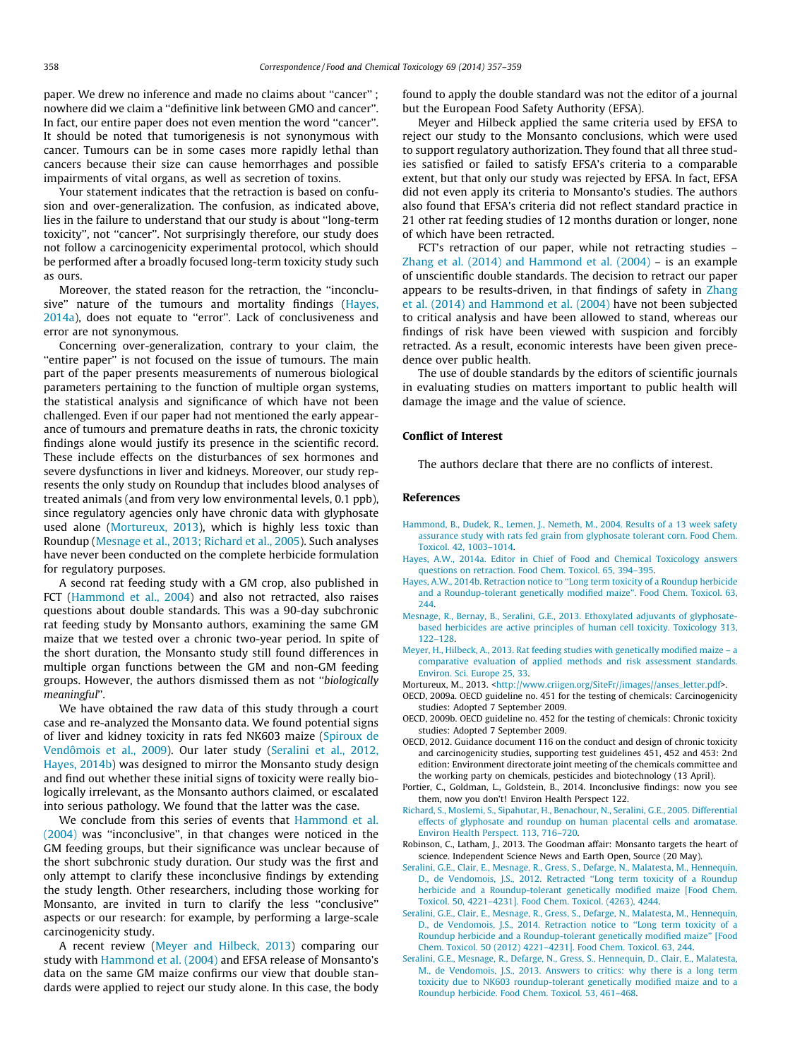paper. We drew no inference and made no claims about ''cancer'' ; nowhere did we claim a ''definitive link between GMO and cancer''. In fact, our entire paper does not even mention the word ''cancer''. It should be noted that tumorigenesis is not synonymous with cancer. Tumours can be in some cases more rapidly lethal than cancers because their size can cause hemorrhages and possible impairments of vital organs, as well as secretion of toxins.

Your statement indicates that the retraction is based on confusion and over-generalization. The confusion, as indicated above, lies in the failure to understand that our study is about ''long-term toxicity'', not ''cancer''. Not surprisingly therefore, our study does not follow a carcinogenicity experimental protocol, which should be performed after a broadly focused long-term toxicity study such as ours.

Moreover, the stated reason for the retraction, the ''inconclusive'' nature of the tumours and mortality findings (Hayes, 2014a), does not equate to ''error''. Lack of conclusiveness and error are not synonymous.

Concerning over-generalization, contrary to your claim, the ''entire paper'' is not focused on the issue of tumours. The main part of the paper presents measurements of numerous biological parameters pertaining to the function of multiple organ systems, the statistical analysis and significance of which have not been challenged. Even if our paper had not mentioned the early appearance of tumours and premature deaths in rats, the chronic toxicity findings alone would justify its presence in the scientific record. These include effects on the disturbances of sex hormones and severe dysfunctions in liver and kidneys. Moreover, our study represents the only study on Roundup that includes blood analyses of treated animals (and from very low environmental levels, 0.1 ppb), since regulatory agencies only have chronic data with glyphosate used alone (Mortureux, 2013), which is highly less toxic than Roundup (Mesnage et al., 2013; Richard et al., 2005). Such analyses have never been conducted on the complete herbicide formulation for regulatory purposes.

A second rat feeding study with a GM crop, also published in FCT (Hammond et al., 2004) and also not retracted, also raises questions about double standards. This was a 90-day subchronic rat feeding study by Monsanto authors, examining the same GM maize that we tested over a chronic two-year period. In spite of the short duration, the Monsanto study still found differences in multiple organ functions between the GM and non-GM feeding groups. However, the authors dismissed them as not ''*biologically meaningful*''.

We have obtained the raw data of this study through a court case and re-analyzed the Monsanto data. We found potential signs of liver and kidney toxicity in rats fed NK603 maize (Spiroux de Vendômois et al., 2009). Our later study (Seralini et al., 2012, Hayes, 2014b) was designed to mirror the Monsanto study design and find out whether these initial signs of toxicity were really biologically irrelevant, as the Monsanto authors claimed, or escalated into serious pathology. We found that the latter was the case.

We conclude from this series of events that Hammond et al. (2004) was ''inconclusive'', in that changes were noticed in the GM feeding groups, but their significance was unclear because of the short subchronic study duration. Our study was the first and only attempt to clarify these inconclusive findings by extending the study length. Other researchers, including those working for Monsanto, are invited in turn to clarify the less ''conclusive'' aspects or our research: for example, by performing a large-scale carcinogenicity study.

A recent review (Meyer and Hilbeck, 2013) comparing our study with Hammond et al. (2004) and EFSA release of Monsanto's data on the same GM maize confirms our view that double standards were applied to reject our study alone. In this case, the body found to apply the double standard was not the editor of a journal but the European Food Safety Authority (EFSA).

Meyer and Hilbeck applied the same criteria used by EFSA to reject our study to the Monsanto conclusions, which were used to support regulatory authorization. They found that all three studies satisfied or failed to satisfy EFSA's criteria to a comparable extent, but that only our study was rejected by EFSA. In fact, EFSA did not even apply its criteria to Monsanto's studies. The authors also found that EFSA's criteria did not reflect standard practice in 21 other rat feeding studies of 12 months duration or longer, none of which have been retracted.

FCT's retraction of our paper, while not retracting studies – Zhang et al. (2014) and Hammond et al. (2004) – is an example of unscientific double standards. The decision to retract our paper appears to be results-driven, in that findings of safety in Zhang et al. (2014) and Hammond et al. (2004) have not been subjected to critical analysis and have been allowed to stand, whereas our findings of risk have been viewed with suspicion and forcibly retracted. As a result, economic interests have been given precedence over public health.

The use of double standards by the editors of scientific journals in evaluating studies on matters important to public health will damage the image and the value of science.

## Conflict of Interest

The authors declare that there are no conflicts of interest.

## References

Hammond, B., Dudek, R., Lemen, J., Nemeth, M., 2004. Results of a 13 week safety assurance study with rats fed grain from glyphosate tolerant corn. Food Chem. Toxicol. 42, 1003–1014.

Hayes, A.W., 2014a. Editor in Chief of Food and Chemical Toxicology answers questions on retraction. Food Chem. Toxicol. 65, 394–395.

Hayes, A.W., 2014b. Retraction notice to ''Long term toxicity of a Roundup herbicide and a Roundup-tolerant genetically modified maize''. Food Chem. Toxicol. 63, 244.

Mesnage, R., Bernay, B., Seralini, G.E., 2013. Ethoxylated adjuvants of glyphosate-based herbicides are active principles of human cell toxicity. Toxicology 313, 122–128.

Meyer, H., Hilbeck, A., 2013. Rat feeding studies with genetically modified maize – a comparative evaluation of applied methods and risk assessment standards. Environ. Sci. Europe 25, 33.

Mortureux, M., 2013. <http://www.criigen.org/SiteFr//images//anses_letter.pdf>.

OECD, 2009a. OECD guideline no. 451 for the testing of chemicals: Carcinogenicity studies: Adopted 7 September 2009.

OECD, 2009b. OECD guideline no. 452 for the testing of chemicals: Chronic toxicity studies: Adopted 7 September 2009.

OECD, 2012. Guidance document 116 on the conduct and design of chronic toxicity and carcinogenicity studies, supporting test guidelines 451, 452 and 453: 2nd edition: Environment directorate joint meeting of the chemicals committee and the working party on chemicals, pesticides and biotechnology (13 April).

Portier, C., Goldman, L., Goldstein, B., 2014. Inconclusive findings: now you see them, now you don't! Environ Health Perspect 122.

Richard, S., Moslemi, S., Sipahutar, H., Benachour, N., Seralini, G.E., 2005. Differential effects of glyphosate and roundup on human placental cells and aromatase. Environ Health Perspect. 113, 716–720.

Robinson, C., Latham, J., 2013. The Goodman affair: Monsanto targets the heart of science. Independent Science News and Earth Open, Source (20 May).

Seralini, G.E., Clair, E., Mesnage, R., Gress, S., Defarge, N., Malatesta, M., Hennequin, D., de Vendomois, J.S., 2012. Retracted ''Long term toxicity of a Roundup herbicide and a Roundup-tolerant genetically modified maize [Food Chem. Toxicol. 50, 4221–4231]. Food Chem. Toxicol. (4263), 4244.

Seralini, G.E., Clair, E., Mesnage, R., Gress, S., Defarge, N., Malatesta, M., Hennequin, D., de Vendomois, J.S., 2014. Retraction notice to ''Long term toxicity of a Roundup herbicide and a Roundup-tolerant genetically modified maize'' [Food Chem. Toxicol. 50 (2012) 4221–4231]. Food Chem. Toxicol. 63, 244.

Seralini, G.E., Mesnage, R., Defarge, N., Gress, S., Hennequin, D., Clair, E., Malatesta, M., de Vendomois, J.S., 2013. Answers to critics: why there is a long term toxicity due to NK603 roundup-tolerant genetically modified maize and to a Roundup herbicide. Food Chem. Toxicol. 53, 461–468.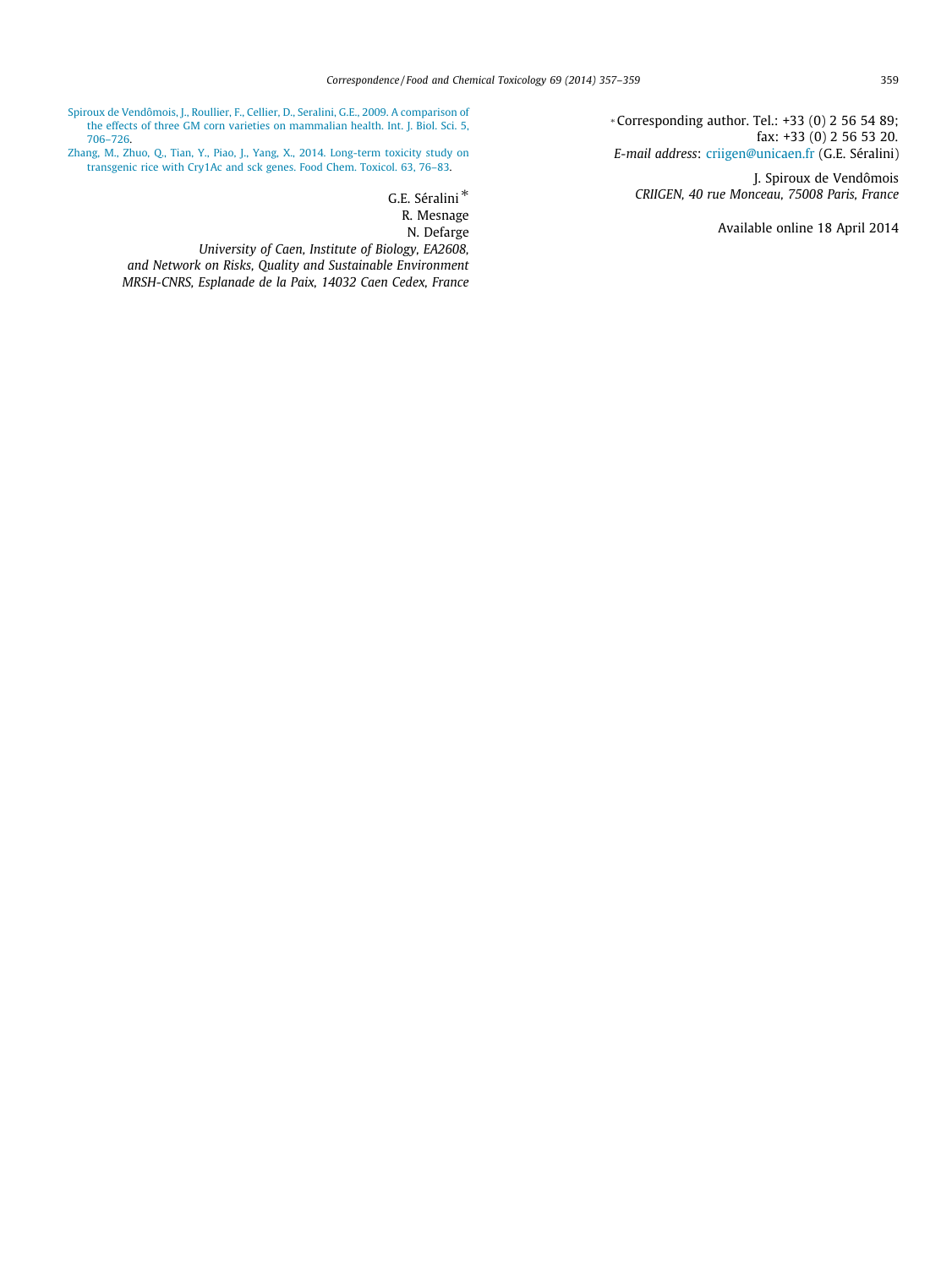Spiroux de Vendômois, J., Roullier, F., Cellier, D., Seralini, G.E., 2009. A comparison of the effects of three GM corn varieties on mammalian health. Int. J. Biol. Sci. 5, 706–726.

Zhang, M., Zhuo, Q., Tian, Y., Piao, J., Yang, X., 2014. Long-term toxicity study on transgenic rice with Cry1Ac and sck genes. Food Chem. Toxicol. 63, 76–83.

G.E. Séralini*
R. Mesnage
N. Defarge
*University of Caen, Institute of Biology, EA2608, and Network on Risks, Quality and Sustainable Environment MRSH-CNRS, Esplanade de la Paix, 14032 Caen Cedex, France*

\* Corresponding author. Tel.: +33 (0) 2 56 54 89; fax: +33 (0) 2 56 53 20.
*E-mail address*: criigen@unicaen.fr (G.E. Séralini)

J. Spiroux de Vendômois
*CRIIGEN, 40 rue Monceau, 75008 Paris, France*

Available online 18 April 2014